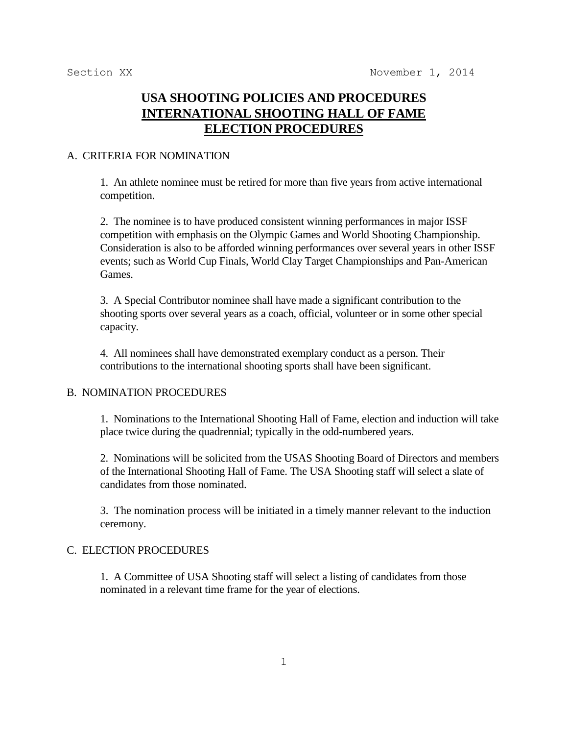Section XX November 1, 2014

# USA SHOOTING POLICIES AND PROCEDURES
# INTERNATIONAL SHOOTING HALL OF FAME
# ELECTION PROCEDURES

## A. CRITERIA FOR NOMINATION

1. An athlete nominee must be retired for more than five years from active international competition.

2. The nominee is to have produced consistent winning performances in major ISSF competition with emphasis on the Olympic Games and World Shooting Championship. Consideration is also to be afforded winning performances over several years in other ISSF events; such as World Cup Finals, World Clay Target Championships and Pan-American Games.

3. A Special Contributor nominee shall have made a significant contribution to the shooting sports over several years as a coach, official, volunteer or in some other special capacity.

4. All nominees shall have demonstrated exemplary conduct as a person. Their contributions to the international shooting sports shall have been significant.

## B. NOMINATION PROCEDURES

1. Nominations to the International Shooting Hall of Fame, election and induction will take place twice during the quadrennial; typically in the odd-numbered years.

2. Nominations will be solicited from the USAS Shooting Board of Directors and members of the International Shooting Hall of Fame. The USA Shooting staff will select a slate of candidates from those nominated.

3. The nomination process will be initiated in a timely manner relevant to the induction ceremony.

## C. ELECTION PROCEDURES

1. A Committee of USA Shooting staff will select a listing of candidates from those nominated in a relevant time frame for the year of elections.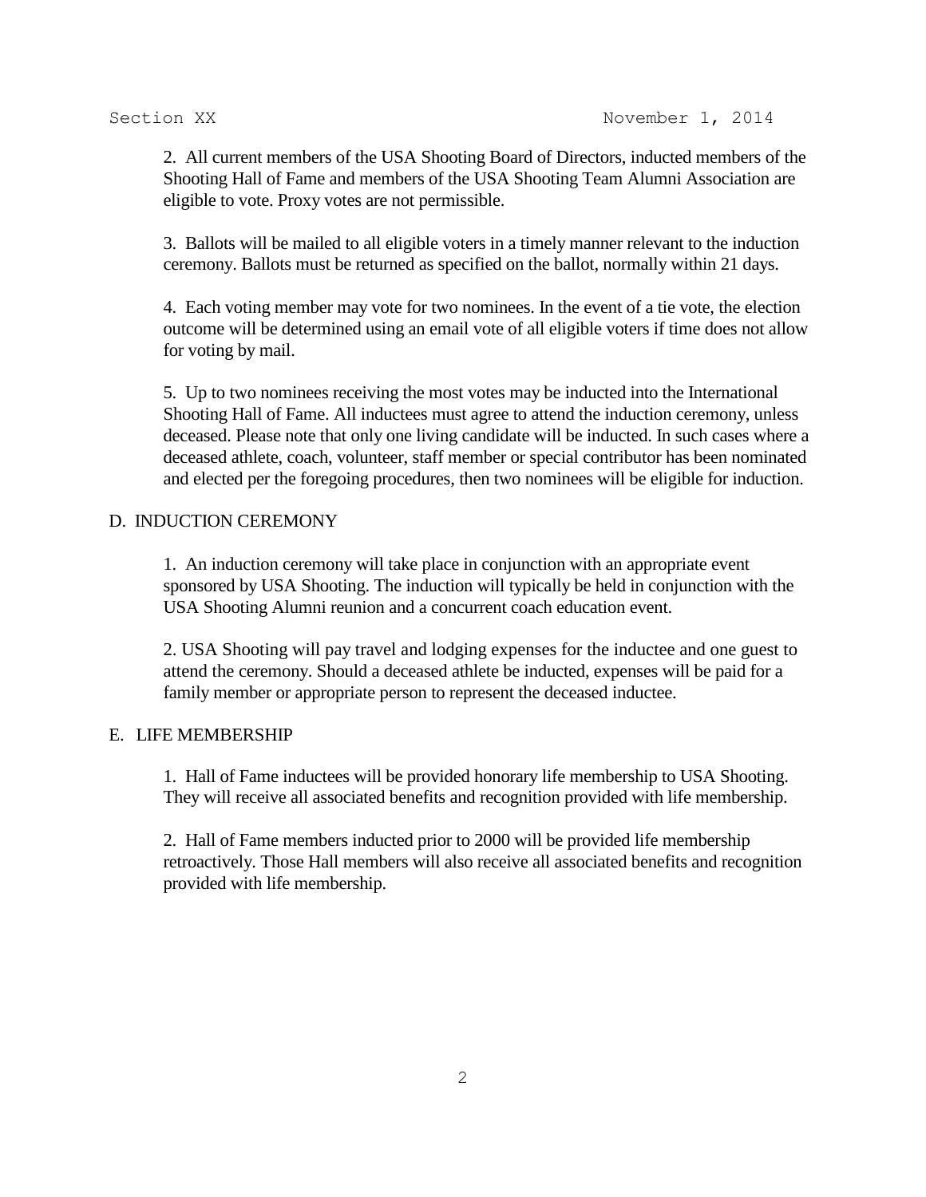2. All current members of the USA Shooting Board of Directors, inducted members of the Shooting Hall of Fame and members of the USA Shooting Team Alumni Association are eligible to vote. Proxy votes are not permissible.

3. Ballots will be mailed to all eligible voters in a timely manner relevant to the induction ceremony. Ballots must be returned as specified on the ballot, normally within 21 days.

4. Each voting member may vote for two nominees. In the event of a tie vote, the election outcome will be determined using an email vote of all eligible voters if time does not allow for voting by mail.

5. Up to two nominees receiving the most votes may be inducted into the International Shooting Hall of Fame. All inductees must agree to attend the induction ceremony, unless deceased. Please note that only one living candidate will be inducted. In such cases where a deceased athlete, coach, volunteer, staff member or special contributor has been nominated and elected per the foregoing procedures, then two nominees will be eligible for induction.

## D. INDUCTION CEREMONY

1. An induction ceremony will take place in conjunction with an appropriate event sponsored by USA Shooting. The induction will typically be held in conjunction with the USA Shooting Alumni reunion and a concurrent coach education event.

2. USA Shooting will pay travel and lodging expenses for the inductee and one guest to attend the ceremony. Should a deceased athlete be inducted, expenses will be paid for a family member or appropriate person to represent the deceased inductee.

## E. LIFE MEMBERSHIP

1. Hall of Fame inductees will be provided honorary life membership to USA Shooting. They will receive all associated benefits and recognition provided with life membership.

2. Hall of Fame members inducted prior to 2000 will be provided life membership retroactively. Those Hall members will also receive all associated benefits and recognition provided with life membership.